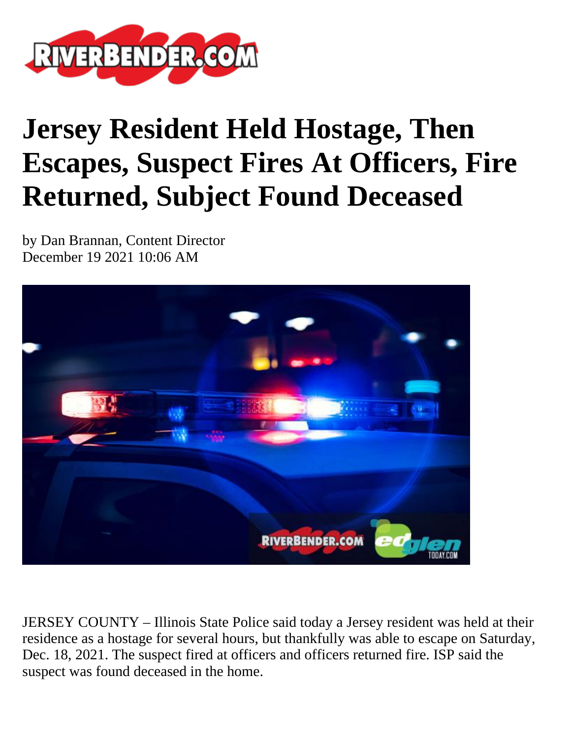# Jersey Resident Held Hostage, Then Escapes, Suspect Fires At Officers, Fire Returned, Subject Found Deceased

by Dan Brannan, Content Director
December 19 2021 10:06 AM

JERSEY COUNTY – Illinois State Police said today a Jersey resident was held at their residence as a hostage for several hours, but thankfully was able to escape on Saturday, Dec. 18, 2021. The suspect fired at officers and officers returned fire. ISP said the suspect was found deceased in the home.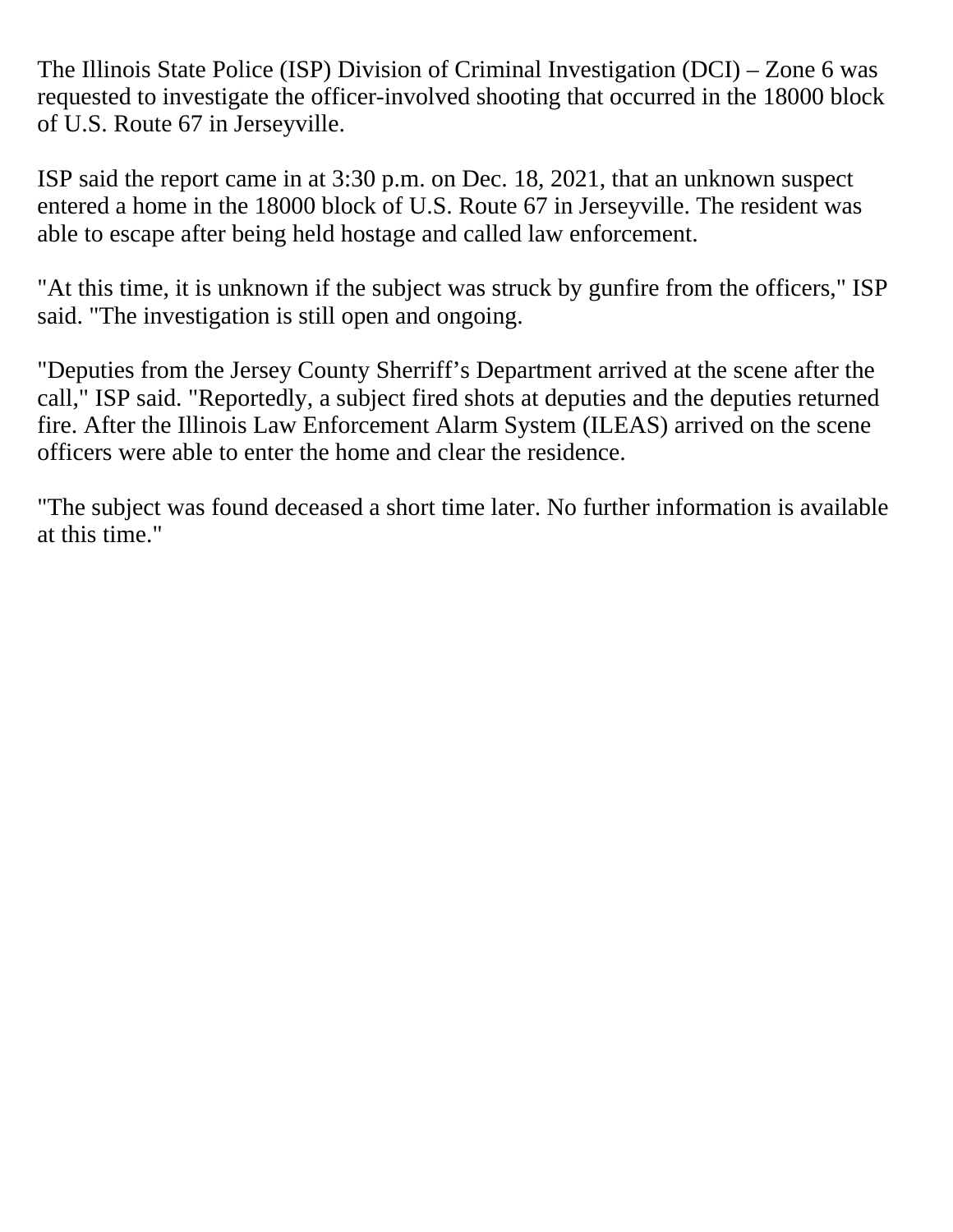The Illinois State Police (ISP) Division of Criminal Investigation (DCI) – Zone 6 was requested to investigate the officer-involved shooting that occurred in the 18000 block of U.S. Route 67 in Jerseyville.

ISP said the report came in at 3:30 p.m. on Dec. 18, 2021, that an unknown suspect entered a home in the 18000 block of U.S. Route 67 in Jerseyville. The resident was able to escape after being held hostage and called law enforcement.

"At this time, it is unknown if the subject was struck by gunfire from the officers," ISP said. "The investigation is still open and ongoing.

"Deputies from the Jersey County Sherriff's Department arrived at the scene after the call," ISP said. "Reportedly, a subject fired shots at deputies and the deputies returned fire. After the Illinois Law Enforcement Alarm System (ILEAS) arrived on the scene officers were able to enter the home and clear the residence.

"The subject was found deceased a short time later. No further information is available at this time."